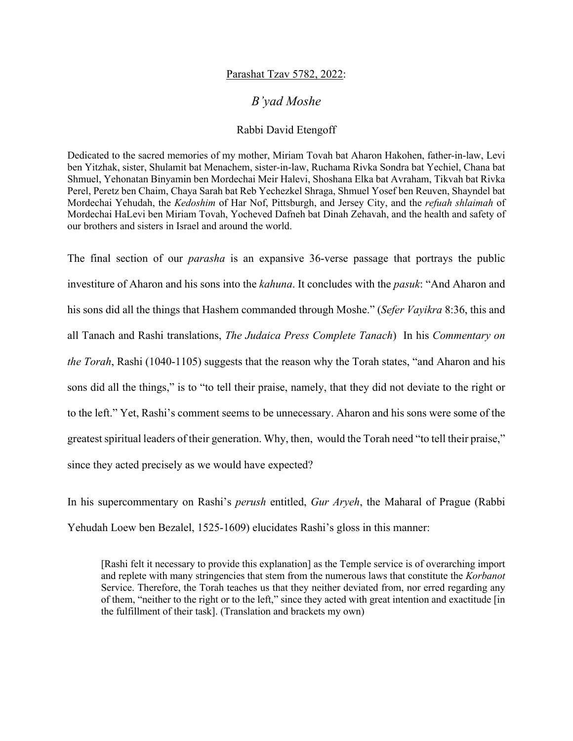Parashat Tzav 5782, 2022:

# *B'yad Moshe*

Rabbi David Etengoff

Dedicated to the sacred memories of my mother, Miriam Tovah bat Aharon Hakohen, father-in-law, Levi ben Yitzhak, sister, Shulamit bat Menachem, sister-in-law, Ruchama Rivka Sondra bat Yechiel, Chana bat Shmuel, Yehonatan Binyamin ben Mordechai Meir Halevi, Shoshana Elka bat Avraham, Tikvah bat Rivka Perel, Peretz ben Chaim, Chaya Sarah bat Reb Yechezkel Shraga, Shmuel Yosef ben Reuven, Shayndel bat Mordechai Yehudah, the *Kedoshim* of Har Nof, Pittsburgh, and Jersey City, and the *refuah shlaimah* of Mordechai HaLevi ben Miriam Tovah, Yocheved Dafneh bat Dinah Zehavah, and the health and safety of our brothers and sisters in Israel and around the world.

The final section of our *parasha* is an expansive 36-verse passage that portrays the public investiture of Aharon and his sons into the *kahuna*. It concludes with the *pasuk*: "And Aharon and his sons did all the things that Hashem commanded through Moshe." (*Sefer Vayikra* 8:36, this and all Tanach and Rashi translations, *The Judaica Press Complete Tanach*) In his *Commentary on the Torah*, Rashi (1040-1105) suggests that the reason why the Torah states, "and Aharon and his sons did all the things," is to "to tell their praise, namely, that they did not deviate to the right or to the left." Yet, Rashi's comment seems to be unnecessary. Aharon and his sons were some of the greatest spiritual leaders of their generation. Why, then, would the Torah need "to tell their praise," since they acted precisely as we would have expected?

In his supercommentary on Rashi's *perush* entitled, *Gur Aryeh*, the Maharal of Prague (Rabbi Yehudah Loew ben Bezalel, 1525-1609) elucidates Rashi's gloss in this manner:

> [Rashi felt it necessary to provide this explanation] as the Temple service is of overarching import and replete with many stringencies that stem from the numerous laws that constitute the *Korbanot* Service. Therefore, the Torah teaches us that they neither deviated from, nor erred regarding any of them, "neither to the right or to the left," since they acted with great intention and exactitude [in the fulfillment of their task]. (Translation and brackets my own)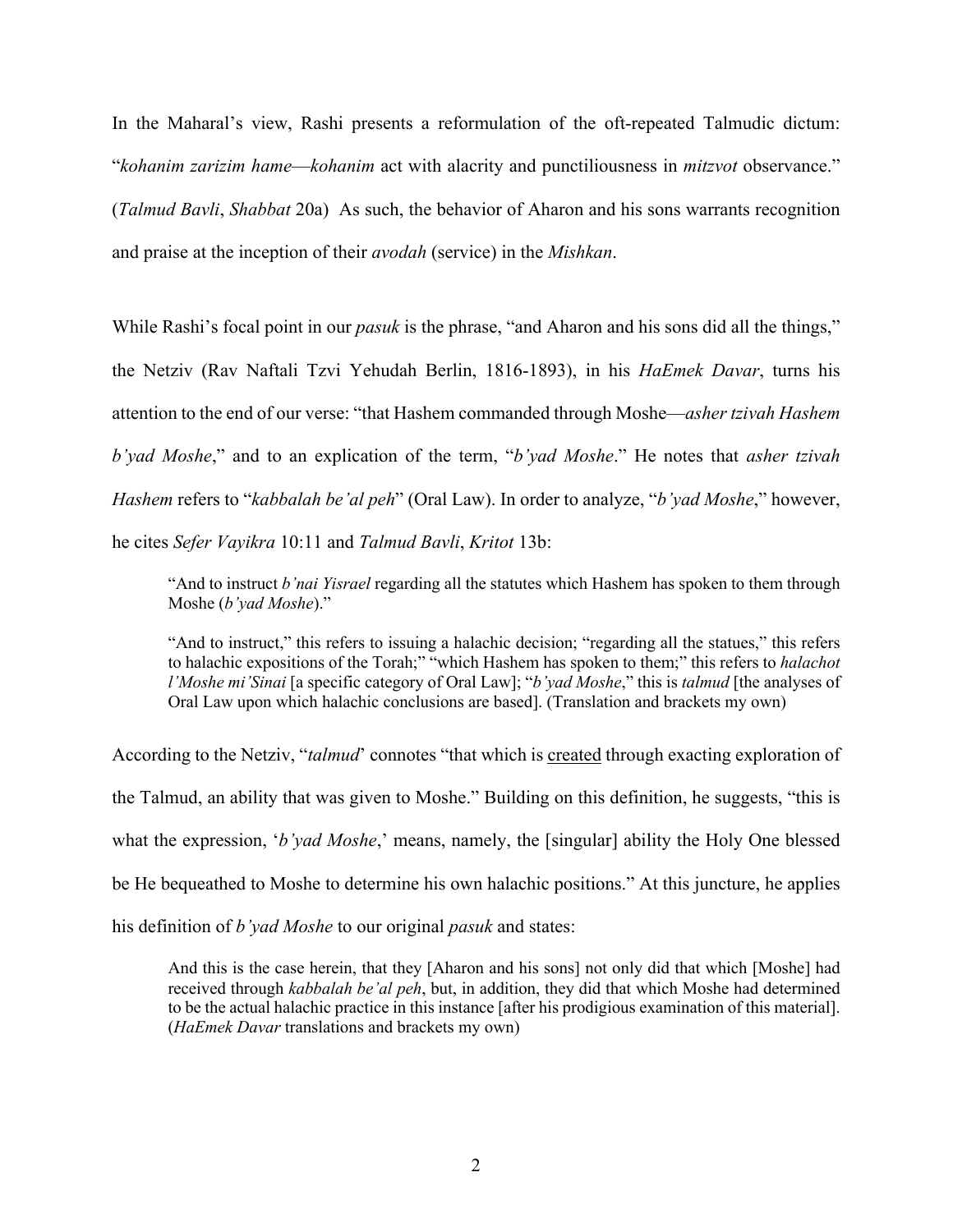In the Maharal's view, Rashi presents a reformulation of the oft-repeated Talmudic dictum: "*kohanim zarizim hame*—*kohanim* act with alacrity and punctiliousness in *mitzvot* observance." (*Talmud Bavli*, *Shabbat* 20a) As such, the behavior of Aharon and his sons warrants recognition and praise at the inception of their *avodah* (service) in the *Mishkan*.

While Rashi's focal point in our *pasuk* is the phrase, "and Aharon and his sons did all the things," the Netziv (Rav Naftali Tzvi Yehudah Berlin, 1816-1893), in his *HaEmek Davar*, turns his attention to the end of our verse: "that Hashem commanded through Moshe—*asher tzivah Hashem b'yad Moshe*," and to an explication of the term, "*b'yad Moshe*." He notes that *asher tzivah Hashem* refers to "*kabbalah be'al peh*" (Oral Law). In order to analyze, "*b'yad Moshe*," however, he cites *Sefer Vayikra* 10:11 and *Talmud Bavli*, *Kritot* 13b:

> "And to instruct *b'nai Yisrael* regarding all the statutes which Hashem has spoken to them through Moshe (*b'yad Moshe*)."
>
> "And to instruct," this refers to issuing a halachic decision; "regarding all the statues," this refers to halachic expositions of the Torah;" "which Hashem has spoken to them;" this refers to *halachot l'Moshe mi'Sinai* [a specific category of Oral Law]; "*b'yad Moshe*," this is *talmud* [the analyses of Oral Law upon which halachic conclusions are based]. (Translation and brackets my own)

According to the Netziv, "*talmud*" connotes "that which is <u>created</u> through exacting exploration of the Talmud, an ability that was given to Moshe." Building on this definition, he suggests, "this is what the expression, '*b'yad Moshe*,' means, namely, the [singular] ability the Holy One blessed be He bequeathed to Moshe to determine his own halachic positions." At this juncture, he applies his definition of *b'yad Moshe* to our original *pasuk* and states:

> And this is the case herein, that they [Aharon and his sons] not only did that which [Moshe] had received through *kabbalah be'al peh*, but, in addition, they did that which Moshe had determined to be the actual halachic practice in this instance [after his prodigious examination of this material]. (*HaEmek Davar* translations and brackets my own)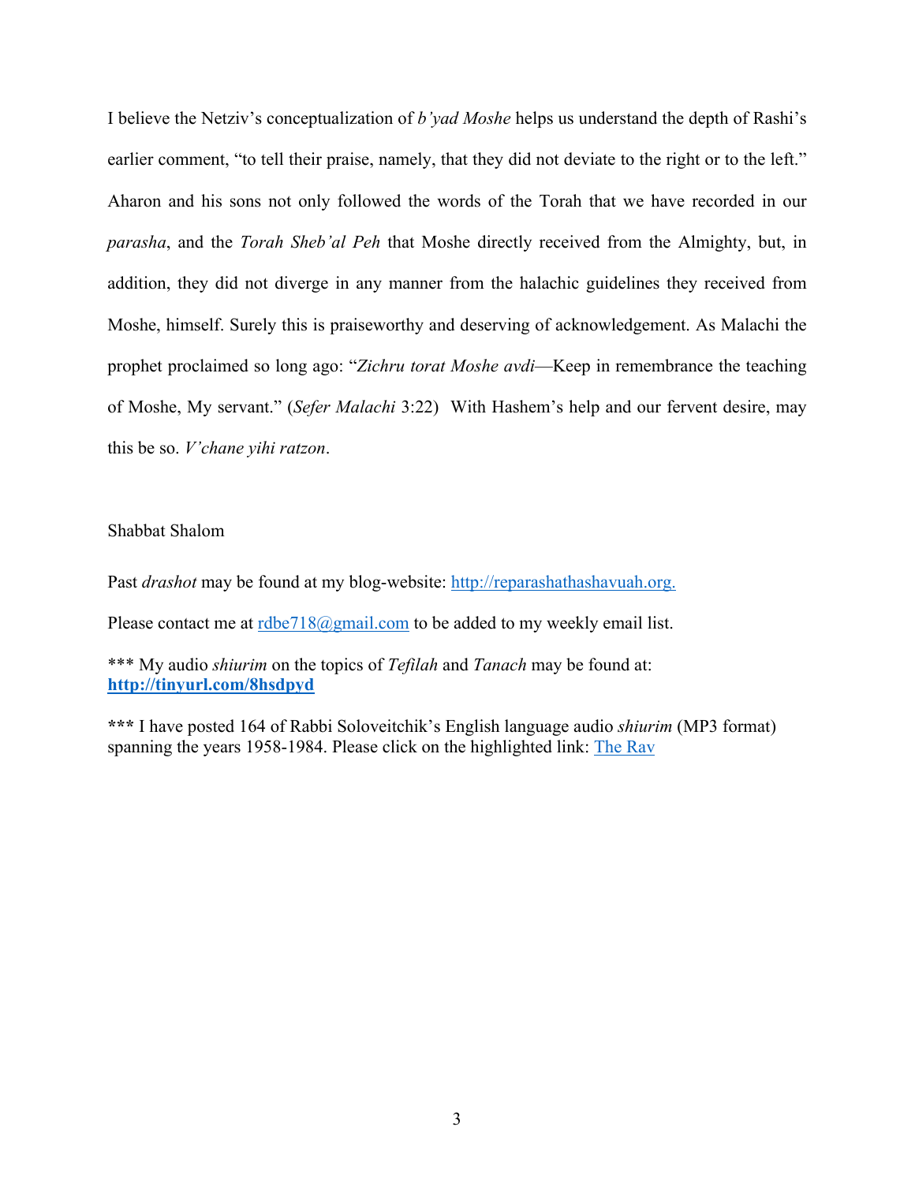I believe the Netziv's conceptualization of *b'yad Moshe* helps us understand the depth of Rashi's earlier comment, "to tell their praise, namely, that they did not deviate to the right or to the left." Aharon and his sons not only followed the words of the Torah that we have recorded in our *parasha*, and the *Torah Sheb'al Peh* that Moshe directly received from the Almighty, but, in addition, they did not diverge in any manner from the halachic guidelines they received from Moshe, himself. Surely this is praiseworthy and deserving of acknowledgement. As Malachi the prophet proclaimed so long ago: "*Zichru torat Moshe avdi*—Keep in remembrance the teaching of Moshe, My servant." (*Sefer Malachi* 3:22) With Hashem's help and our fervent desire, may this be so. *V'chane yihi ratzon*.

Shabbat Shalom

Past *drashot* may be found at my blog-website: [http://reparashathashavuah.org.](http://reparashathashavuah.org)

Please contact me at [rdbe718@gmail.com](mailto:rdbe718@gmail.com) to be added to my weekly email list.

*** My audio *shiurim* on the topics of *Tefilah* and *Tanach* may be found at: **[http://tinyurl.com/8hsdpyd](http://tinyurl.com/8hsdpyd)**

*** I have posted 164 of Rabbi Soloveitchik's English language audio *shiurim* (MP3 format) spanning the years 1958-1984. Please click on the highlighted link: The Rav